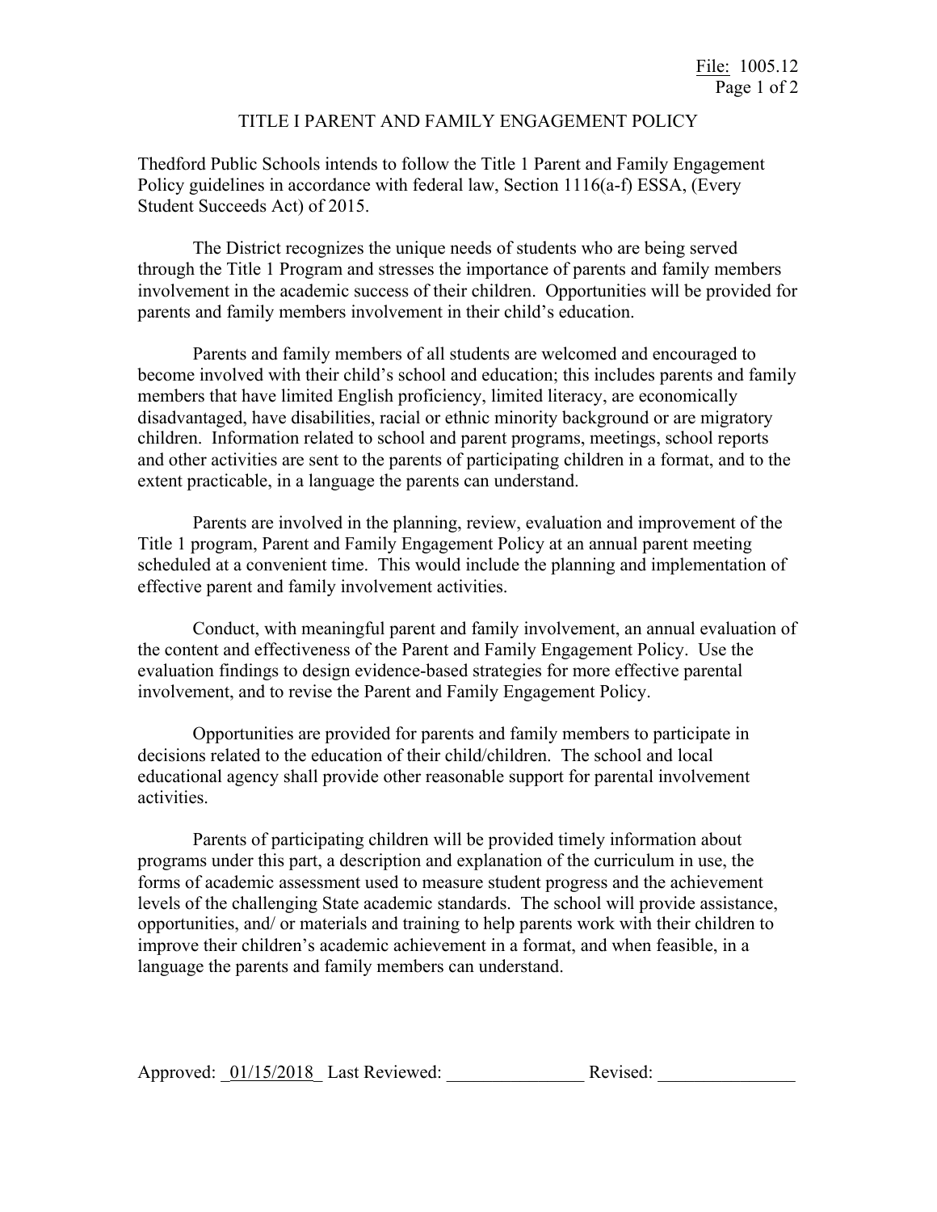# TITLE I PARENT AND FAMILY ENGAGEMENT POLICY

Thedford Public Schools intends to follow the Title 1 Parent and Family Engagement Policy guidelines in accordance with federal law, Section 1116(a-f) ESSA, (Every Student Succeeds Act) of 2015.

The District recognizes the unique needs of students who are being served through the Title 1 Program and stresses the importance of parents and family members involvement in the academic success of their children. Opportunities will be provided for parents and family members involvement in their child's education.

Parents and family members of all students are welcomed and encouraged to become involved with their child's school and education; this includes parents and family members that have limited English proficiency, limited literacy, are economically disadvantaged, have disabilities, racial or ethnic minority background or are migratory children. Information related to school and parent programs, meetings, school reports and other activities are sent to the parents of participating children in a format, and to the extent practicable, in a language the parents can understand.

Parents are involved in the planning, review, evaluation and improvement of the Title 1 program, Parent and Family Engagement Policy at an annual parent meeting scheduled at a convenient time. This would include the planning and implementation of effective parent and family involvement activities.

Conduct, with meaningful parent and family involvement, an annual evaluation of the content and effectiveness of the Parent and Family Engagement Policy. Use the evaluation findings to design evidence-based strategies for more effective parental involvement, and to revise the Parent and Family Engagement Policy.

Opportunities are provided for parents and family members to participate in decisions related to the education of their child/children. The school and local educational agency shall provide other reasonable support for parental involvement activities.

Parents of participating children will be provided timely information about programs under this part, a description and explanation of the curriculum in use, the forms of academic assessment used to measure student progress and the achievement levels of the challenging State academic standards. The school will provide assistance, opportunities, and/ or materials and training to help parents work with their children to improve their children's academic achievement in a format, and when feasible, in a language the parents and family members can understand.

Approved: _01/15/2018_ Last Reviewed: _______________ Revised: _______________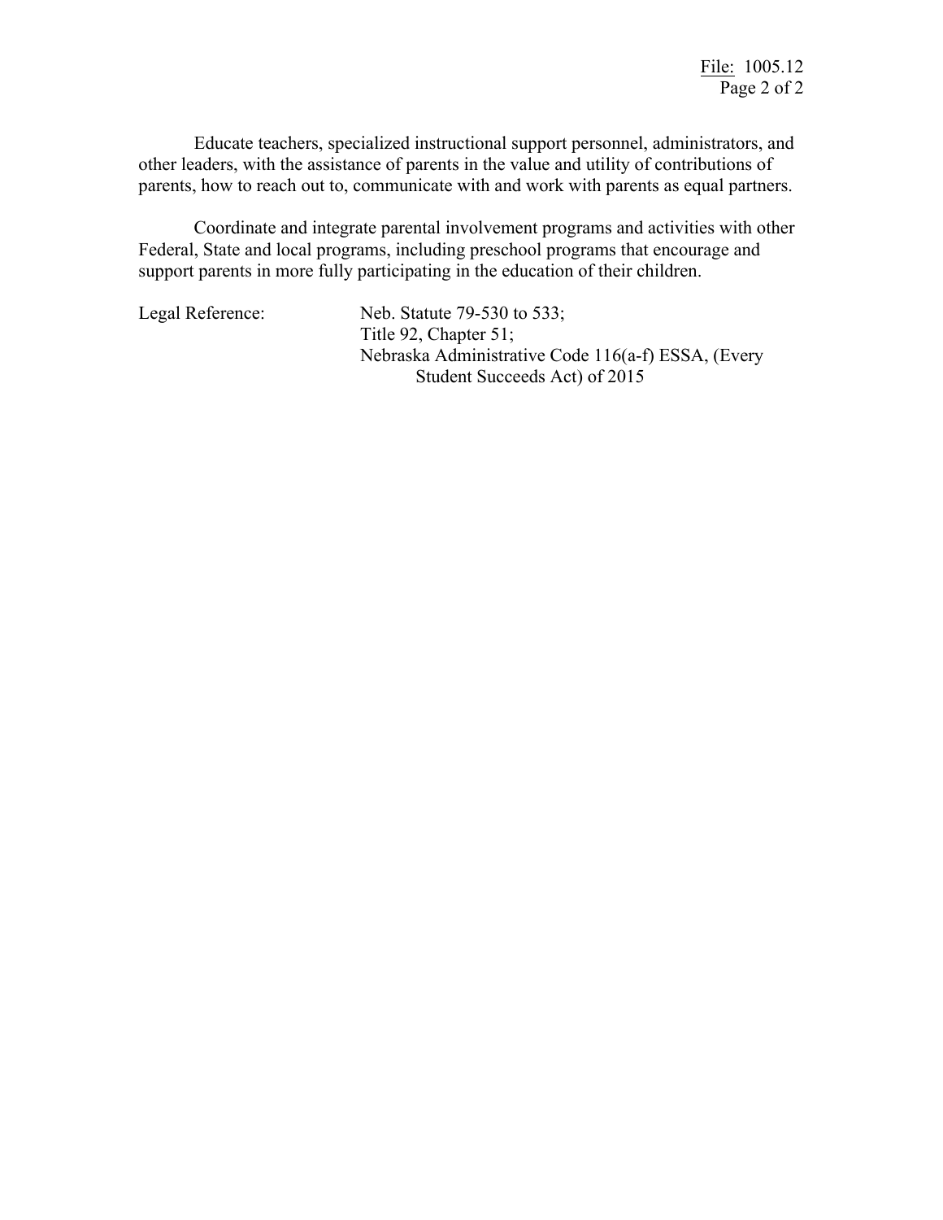Educate teachers, specialized instructional support personnel, administrators, and other leaders, with the assistance of parents in the value and utility of contributions of parents, how to reach out to, communicate with and work with parents as equal partners.

Coordinate and integrate parental involvement programs and activities with other Federal, State and local programs, including preschool programs that encourage and support parents in more fully participating in the education of their children.

Legal Reference: Neb. Statute 79-530 to 533;
Title 92, Chapter 51;
Nebraska Administrative Code 116(a-f) ESSA, (Every Student Succeeds Act) of 2015